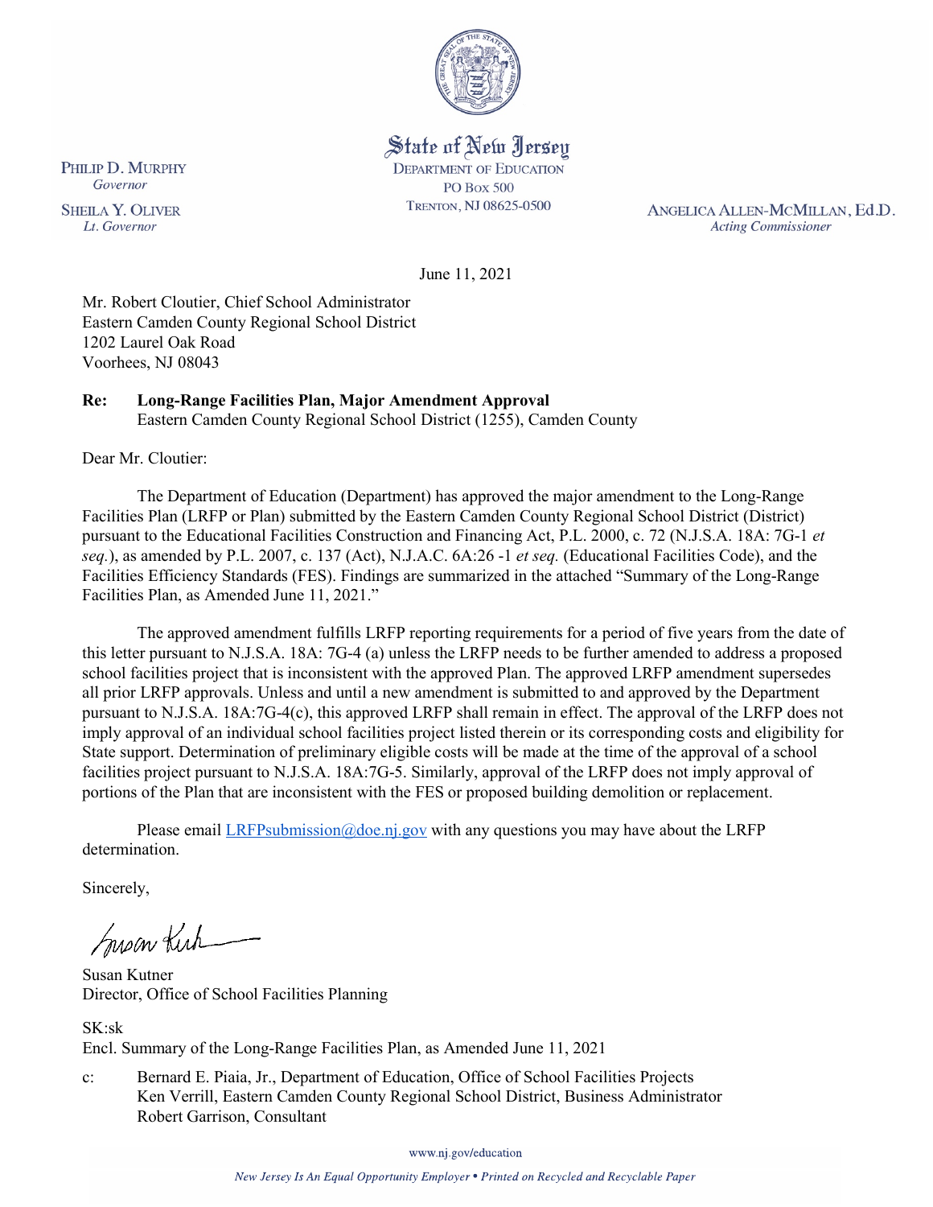State of New Jersey
DEPARTMENT OF EDUCATION
PO Box 500
TRENTON, NJ 08625-0500

PHILIP D. MURPHY
*Governor*

SHEILA Y. OLIVER
*Lt. Governor*

ANGELICA ALLEN-MCMILLAN, Ed.D.
*Acting Commissioner*

June 11, 2021

Mr. Robert Cloutier, Chief School Administrator
Eastern Camden County Regional School District
1202 Laurel Oak Road
Voorhees, NJ 08043

**Re: Long-Range Facilities Plan, Major Amendment Approval**
Eastern Camden County Regional School District (1255), Camden County

Dear Mr. Cloutier:

The Department of Education (Department) has approved the major amendment to the Long-Range Facilities Plan (LRFP or Plan) submitted by the Eastern Camden County Regional School District (District) pursuant to the Educational Facilities Construction and Financing Act, P.L. 2000, c. 72 (N.J.S.A. 18A: 7G-1 *et seq.*), as amended by P.L. 2007, c. 137 (Act), N.J.A.C. 6A:26 -1 *et seq.* (Educational Facilities Code), and the Facilities Efficiency Standards (FES). Findings are summarized in the attached "Summary of the Long-Range Facilities Plan, as Amended June 11, 2021."

The approved amendment fulfills LRFP reporting requirements for a period of five years from the date of this letter pursuant to N.J.S.A. 18A: 7G-4 (a) unless the LRFP needs to be further amended to address a proposed school facilities project that is inconsistent with the approved Plan. The approved LRFP amendment supersedes all prior LRFP approvals. Unless and until a new amendment is submitted to and approved by the Department pursuant to N.J.S.A. 18A:7G-4(c), this approved LRFP shall remain in effect. The approval of the LRFP does not imply approval of an individual school facilities project listed therein or its corresponding costs and eligibility for State support. Determination of preliminary eligible costs will be made at the time of the approval of a school facilities project pursuant to N.J.S.A. 18A:7G-5. Similarly, approval of the LRFP does not imply approval of portions of the Plan that are inconsistent with the FES or proposed building demolition or replacement.

Please email LRFPsubmission@doe.nj.gov with any questions you may have about the LRFP determination.

Sincerely,

Susan Kutner
Director, Office of School Facilities Planning

SK:sk
Encl. Summary of the Long-Range Facilities Plan, as Amended June 11, 2021

c: Bernard E. Piaia, Jr., Department of Education, Office of School Facilities Projects
Ken Verrill, Eastern Camden County Regional School District, Business Administrator
Robert Garrison, Consultant

www.nj.gov/education

*New Jersey Is An Equal Opportunity Employer • Printed on Recycled and Recyclable Paper*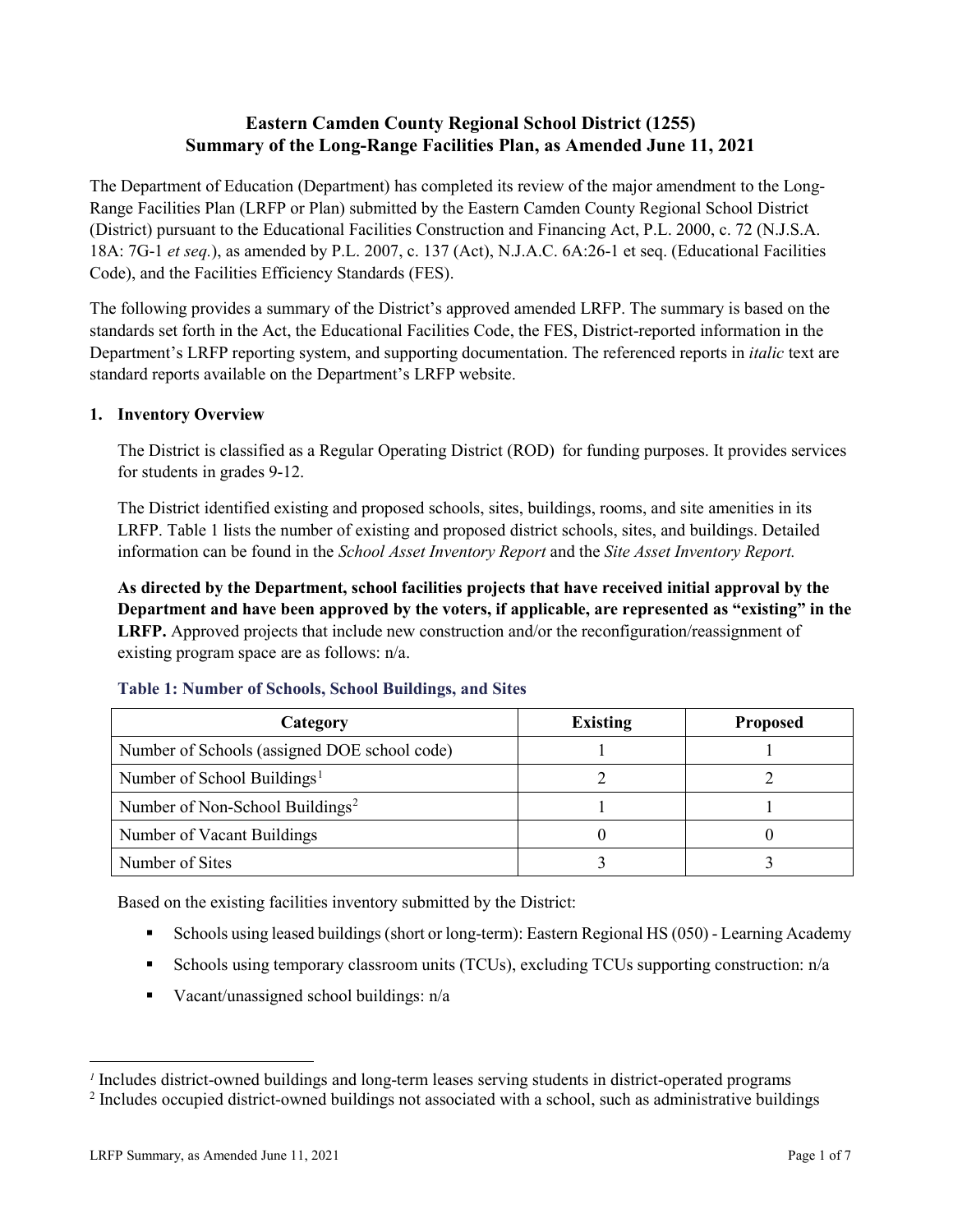# Eastern Camden County Regional School District (1255)
# Summary of the Long-Range Facilities Plan, as Amended June 11, 2021

The Department of Education (Department) has completed its review of the major amendment to the Long-Range Facilities Plan (LRFP or Plan) submitted by the Eastern Camden County Regional School District (District) pursuant to the Educational Facilities Construction and Financing Act, P.L. 2000, c. 72 (N.J.S.A. 18A: 7G-1 *et seq.*), as amended by P.L. 2007, c. 137 (Act), N.J.A.C. 6A:26-1 et seq. (Educational Facilities Code), and the Facilities Efficiency Standards (FES).

The following provides a summary of the District's approved amended LRFP. The summary is based on the standards set forth in the Act, the Educational Facilities Code, the FES, District-reported information in the Department's LRFP reporting system, and supporting documentation. The referenced reports in *italic* text are standard reports available on the Department's LRFP website.

## 1. Inventory Overview

The District is classified as a Regular Operating District (ROD) for funding purposes. It provides services for students in grades 9-12.

The District identified existing and proposed schools, sites, buildings, rooms, and site amenities in its LRFP. Table 1 lists the number of existing and proposed district schools, sites, and buildings. Detailed information can be found in the *School Asset Inventory Report* and the *Site Asset Inventory Report.*

**As directed by the Department, school facilities projects that have received initial approval by the Department and have been approved by the voters, if applicable, are represented as "existing" in the LRFP.** Approved projects that include new construction and/or the reconfiguration/reassignment of existing program space are as follows: n/a.

### Table 1: Number of Schools, School Buildings, and Sites

| Category | Existing | Proposed |
|---|---|---|
| Number of Schools (assigned DOE school code) | 1 | 1 |
| Number of School Buildings[1] | 2 | 2 |
| Number of Non-School Buildings[2] | 1 | 1 |
| Number of Vacant Buildings | 0 | 0 |
| Number of Sites | 3 | 3 |

Based on the existing facilities inventory submitted by the District:

- Schools using leased buildings (short or long-term): Eastern Regional HS (050) - Learning Academy
- Schools using temporary classroom units (TCUs), excluding TCUs supporting construction: n/a
- Vacant/unassigned school buildings: n/a

[1] Includes district-owned buildings and long-term leases serving students in district-operated programs

[2] Includes occupied district-owned buildings not associated with a school, such as administrative buildings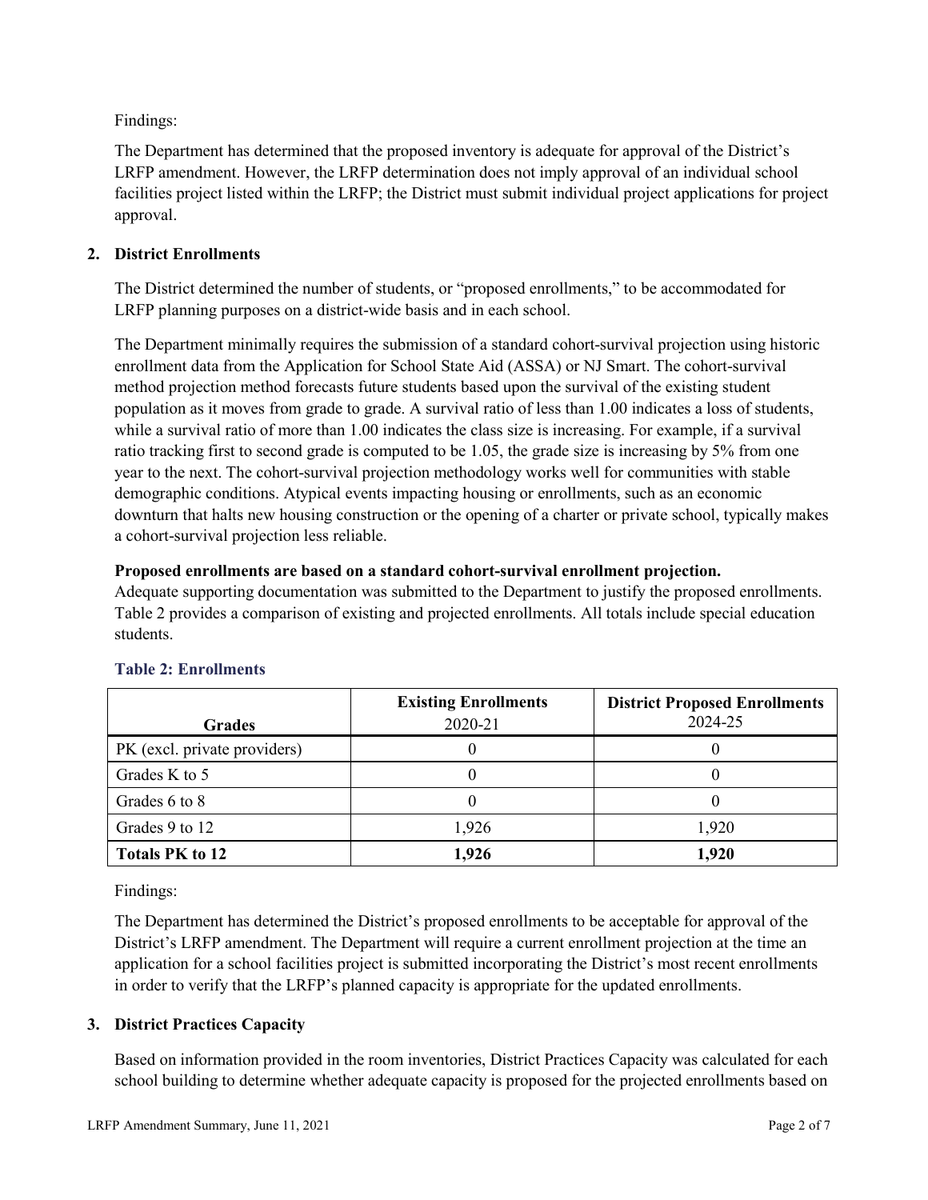Findings:

The Department has determined that the proposed inventory is adequate for approval of the District's LRFP amendment. However, the LRFP determination does not imply approval of an individual school facilities project listed within the LRFP; the District must submit individual project applications for project approval.

## 2. District Enrollments

The District determined the number of students, or "proposed enrollments," to be accommodated for LRFP planning purposes on a district-wide basis and in each school.

The Department minimally requires the submission of a standard cohort-survival projection using historic enrollment data from the Application for School State Aid (ASSA) or NJ Smart. The cohort-survival method projection method forecasts future students based upon the survival of the existing student population as it moves from grade to grade. A survival ratio of less than 1.00 indicates a loss of students, while a survival ratio of more than 1.00 indicates the class size is increasing. For example, if a survival ratio tracking first to second grade is computed to be 1.05, the grade size is increasing by 5% from one year to the next. The cohort-survival projection methodology works well for communities with stable demographic conditions. Atypical events impacting housing or enrollments, such as an economic downturn that halts new housing construction or the opening of a charter or private school, typically makes a cohort-survival projection less reliable.

**Proposed enrollments are based on a standard cohort-survival enrollment projection.**
Adequate supporting documentation was submitted to the Department to justify the proposed enrollments. Table 2 provides a comparison of existing and projected enrollments. All totals include special education students.

### Table 2: Enrollments

| Grades | **Existing Enrollments** 2020-21 | **District Proposed Enrollments** 2024-25 |
|---|---|---|
| PK (excl. private providers) | 0 | 0 |
| Grades K to 5 | 0 | 0 |
| Grades 6 to 8 | 0 | 0 |
| Grades 9 to 12 | 1,926 | 1,920 |
| **Totals PK to 12** | **1,926** | **1,920** |

Findings:

The Department has determined the District's proposed enrollments to be acceptable for approval of the District's LRFP amendment. The Department will require a current enrollment projection at the time an application for a school facilities project is submitted incorporating the District's most recent enrollments in order to verify that the LRFP's planned capacity is appropriate for the updated enrollments.

## 3. District Practices Capacity

Based on information provided in the room inventories, District Practices Capacity was calculated for each school building to determine whether adequate capacity is proposed for the projected enrollments based on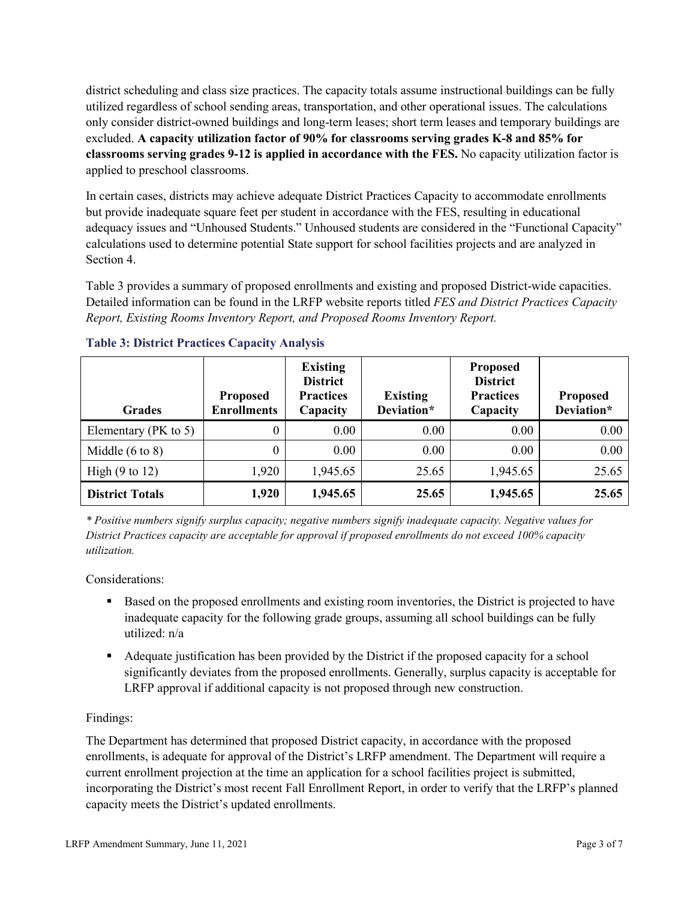district scheduling and class size practices. The capacity totals assume instructional buildings can be fully utilized regardless of school sending areas, transportation, and other operational issues. The calculations only consider district-owned buildings and long-term leases; short term leases and temporary buildings are excluded. **A capacity utilization factor of 90% for classrooms serving grades K-8 and 85% for classrooms serving grades 9-12 is applied in accordance with the FES.** No capacity utilization factor is applied to preschool classrooms.

In certain cases, districts may achieve adequate District Practices Capacity to accommodate enrollments but provide inadequate square feet per student in accordance with the FES, resulting in educational adequacy issues and "Unhoused Students." Unhoused students are considered in the "Functional Capacity" calculations used to determine potential State support for school facilities projects and are analyzed in Section 4.

Table 3 provides a summary of proposed enrollments and existing and proposed District-wide capacities. Detailed information can be found in the LRFP website reports titled *FES and District Practices Capacity Report, Existing Rooms Inventory Report, and Proposed Rooms Inventory Report.*

**Table 3: District Practices Capacity Analysis**

| Grades | Proposed Enrollments | Existing District Practices Capacity | Existing Deviation* | Proposed District Practices Capacity | Proposed Deviation* |
|---|---|---|---|---|---|
| Elementary (PK to 5) | 0 | 0.00 | 0.00 | 0.00 | 0.00 |
| Middle (6 to 8) | 0 | 0.00 | 0.00 | 0.00 | 0.00 |
| High (9 to 12) | 1,920 | 1,945.65 | 25.65 | 1,945.65 | 25.65 |
| **District Totals** | **1,920** | **1,945.65** | **25.65** | **1,945.65** | **25.65** |

*\* Positive numbers signify surplus capacity; negative numbers signify inadequate capacity. Negative values for District Practices capacity are acceptable for approval if proposed enrollments do not exceed 100% capacity utilization.*

Considerations:

- Based on the proposed enrollments and existing room inventories, the District is projected to have inadequate capacity for the following grade groups, assuming all school buildings can be fully utilized: n/a
- Adequate justification has been provided by the District if the proposed capacity for a school significantly deviates from the proposed enrollments. Generally, surplus capacity is acceptable for LRFP approval if additional capacity is not proposed through new construction.

Findings:

The Department has determined that proposed District capacity, in accordance with the proposed enrollments, is adequate for approval of the District's LRFP amendment. The Department will require a current enrollment projection at the time an application for a school facilities project is submitted, incorporating the District's most recent Fall Enrollment Report, in order to verify that the LRFP's planned capacity meets the District's updated enrollments.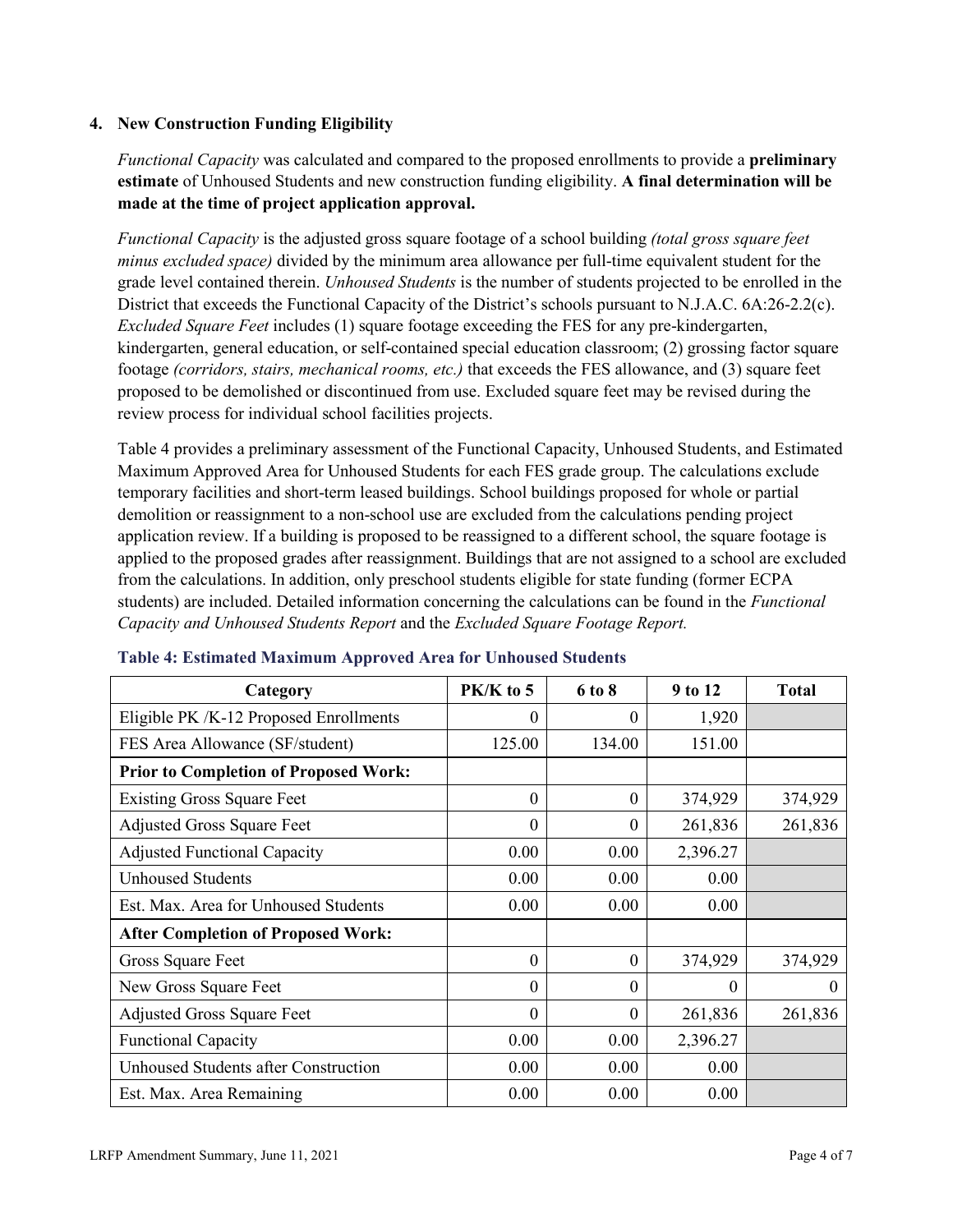## 4. New Construction Funding Eligibility

*Functional Capacity* was calculated and compared to the proposed enrollments to provide a **preliminary estimate** of Unhoused Students and new construction funding eligibility. **A final determination will be made at the time of project application approval.**

*Functional Capacity* is the adjusted gross square footage of a school building *(total gross square feet minus excluded space)* divided by the minimum area allowance per full-time equivalent student for the grade level contained therein. *Unhoused Students* is the number of students projected to be enrolled in the District that exceeds the Functional Capacity of the District's schools pursuant to N.J.A.C. 6A:26-2.2(c). *Excluded Square Feet* includes (1) square footage exceeding the FES for any pre-kindergarten, kindergarten, general education, or self-contained special education classroom; (2) grossing factor square footage *(corridors, stairs, mechanical rooms, etc.)* that exceeds the FES allowance, and (3) square feet proposed to be demolished or discontinued from use. Excluded square feet may be revised during the review process for individual school facilities projects.

Table 4 provides a preliminary assessment of the Functional Capacity, Unhoused Students, and Estimated Maximum Approved Area for Unhoused Students for each FES grade group. The calculations exclude temporary facilities and short-term leased buildings. School buildings proposed for whole or partial demolition or reassignment to a non-school use are excluded from the calculations pending project application review. If a building is proposed to be reassigned to a different school, the square footage is applied to the proposed grades after reassignment. Buildings that are not assigned to a school are excluded from the calculations. In addition, only preschool students eligible for state funding (former ECPA students) are included. Detailed information concerning the calculations can be found in the *Functional Capacity and Unhoused Students Report* and the *Excluded Square Footage Report.*

**Table 4: Estimated Maximum Approved Area for Unhoused Students**

| Category | PK/K to 5 | 6 to 8 | 9 to 12 | Total |
|---|---|---|---|---|
| Eligible PK /K-12 Proposed Enrollments | 0 | 0 | 1,920 | |
| FES Area Allowance (SF/student) | 125.00 | 134.00 | 151.00 | |
| **Prior to Completion of Proposed Work:** | | | | |
| Existing Gross Square Feet | 0 | 0 | 374,929 | 374,929 |
| Adjusted Gross Square Feet | 0 | 0 | 261,836 | 261,836 |
| Adjusted Functional Capacity | 0.00 | 0.00 | 2,396.27 | |
| Unhoused Students | 0.00 | 0.00 | 0.00 | |
| Est. Max. Area for Unhoused Students | 0.00 | 0.00 | 0.00 | |
| **After Completion of Proposed Work:** | | | | |
| Gross Square Feet | 0 | 0 | 374,929 | 374,929 |
| New Gross Square Feet | 0 | 0 | 0 | 0 |
| Adjusted Gross Square Feet | 0 | 0 | 261,836 | 261,836 |
| Functional Capacity | 0.00 | 0.00 | 2,396.27 | |
| Unhoused Students after Construction | 0.00 | 0.00 | 0.00 | |
| Est. Max. Area Remaining | 0.00 | 0.00 | 0.00 | |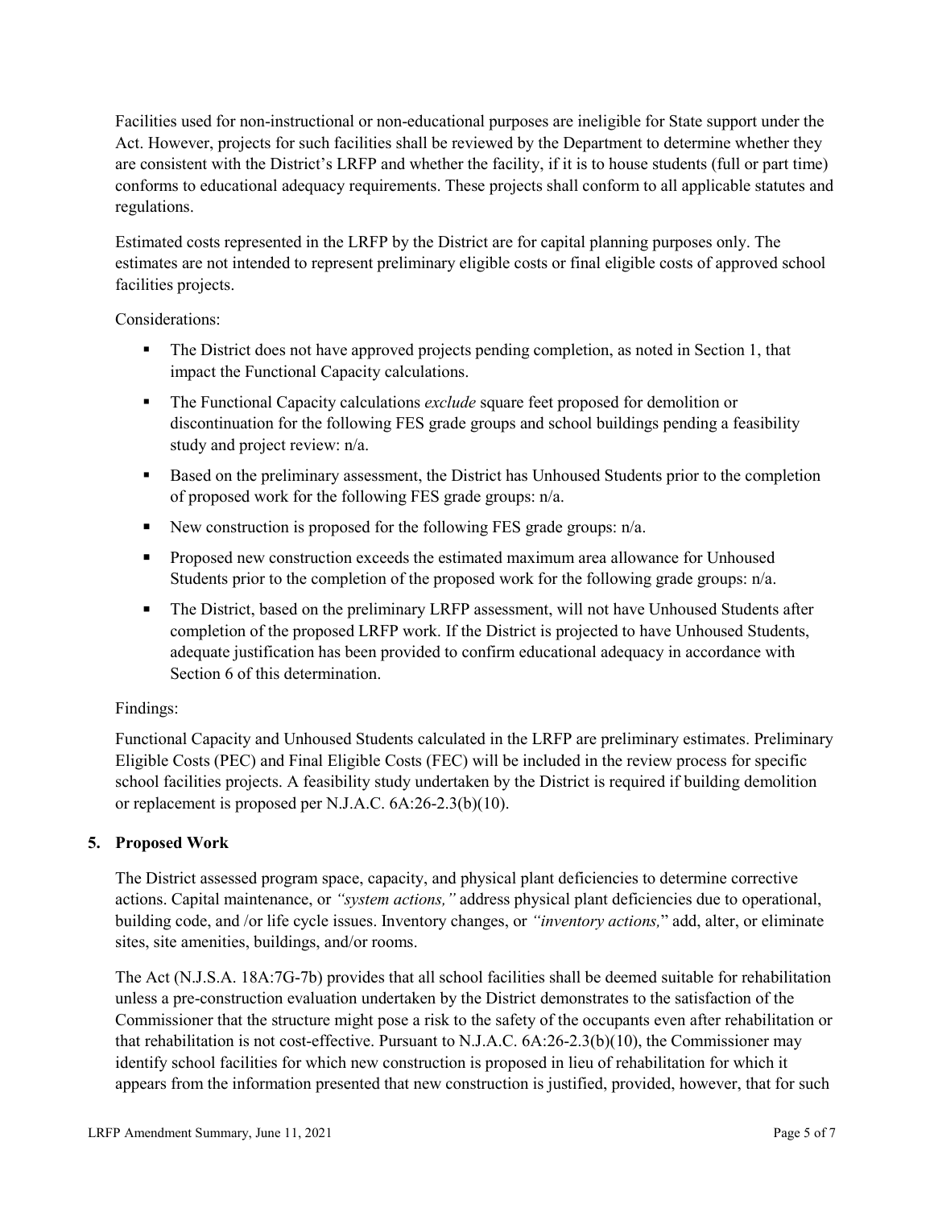Facilities used for non-instructional or non-educational purposes are ineligible for State support under the Act. However, projects for such facilities shall be reviewed by the Department to determine whether they are consistent with the District's LRFP and whether the facility, if it is to house students (full or part time) conforms to educational adequacy requirements. These projects shall conform to all applicable statutes and regulations.

Estimated costs represented in the LRFP by the District are for capital planning purposes only. The estimates are not intended to represent preliminary eligible costs or final eligible costs of approved school facilities projects.

Considerations:

- The District does not have approved projects pending completion, as noted in Section 1, that impact the Functional Capacity calculations.
- The Functional Capacity calculations *exclude* square feet proposed for demolition or discontinuation for the following FES grade groups and school buildings pending a feasibility study and project review: n/a.
- Based on the preliminary assessment, the District has Unhoused Students prior to the completion of proposed work for the following FES grade groups: n/a.
- New construction is proposed for the following FES grade groups: n/a.
- Proposed new construction exceeds the estimated maximum area allowance for Unhoused Students prior to the completion of the proposed work for the following grade groups: n/a.
- The District, based on the preliminary LRFP assessment, will not have Unhoused Students after completion of the proposed LRFP work. If the District is projected to have Unhoused Students, adequate justification has been provided to confirm educational adequacy in accordance with Section 6 of this determination.

Findings:

Functional Capacity and Unhoused Students calculated in the LRFP are preliminary estimates. Preliminary Eligible Costs (PEC) and Final Eligible Costs (FEC) will be included in the review process for specific school facilities projects. A feasibility study undertaken by the District is required if building demolition or replacement is proposed per N.J.A.C. 6A:26-2.3(b)(10).

## 5. Proposed Work

The District assessed program space, capacity, and physical plant deficiencies to determine corrective actions. Capital maintenance, or *"system actions,"* address physical plant deficiencies due to operational, building code, and /or life cycle issues. Inventory changes, or *"inventory actions,"* add, alter, or eliminate sites, site amenities, buildings, and/or rooms.

The Act (N.J.S.A. 18A:7G-7b) provides that all school facilities shall be deemed suitable for rehabilitation unless a pre-construction evaluation undertaken by the District demonstrates to the satisfaction of the Commissioner that the structure might pose a risk to the safety of the occupants even after rehabilitation or that rehabilitation is not cost-effective. Pursuant to N.J.A.C. 6A:26-2.3(b)(10), the Commissioner may identify school facilities for which new construction is proposed in lieu of rehabilitation for which it appears from the information presented that new construction is justified, provided, however, that for such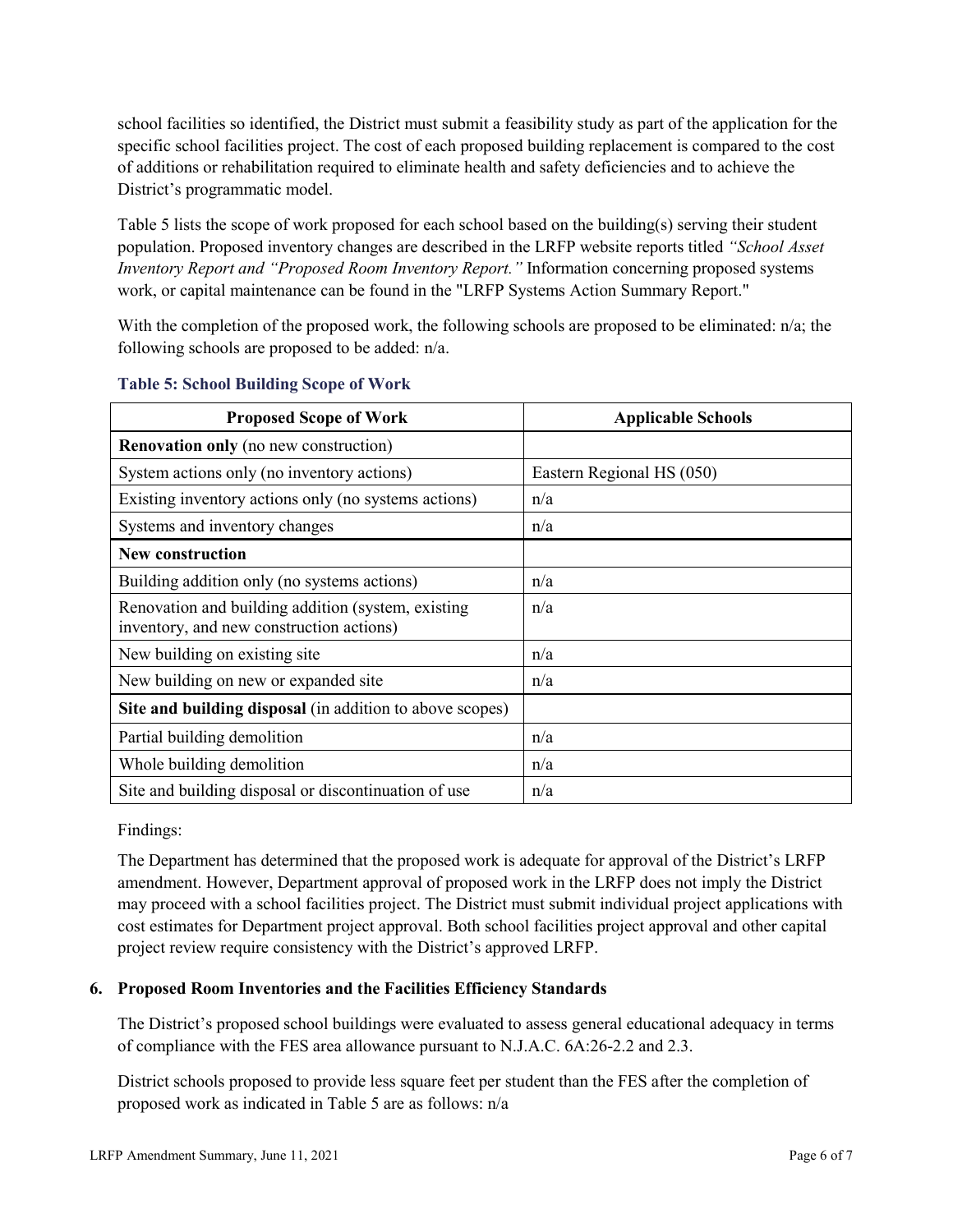school facilities so identified, the District must submit a feasibility study as part of the application for the specific school facilities project. The cost of each proposed building replacement is compared to the cost of additions or rehabilitation required to eliminate health and safety deficiencies and to achieve the District's programmatic model.

Table 5 lists the scope of work proposed for each school based on the building(s) serving their student population. Proposed inventory changes are described in the LRFP website reports titled *"School Asset Inventory Report and "Proposed Room Inventory Report."* Information concerning proposed systems work, or capital maintenance can be found in the "LRFP Systems Action Summary Report."

With the completion of the proposed work, the following schools are proposed to be eliminated: n/a; the following schools are proposed to be added: n/a.

**Table 5: School Building Scope of Work**

| Proposed Scope of Work | Applicable Schools |
|---|---|
| **Renovation only** (no new construction) | |
| System actions only (no inventory actions) | Eastern Regional HS (050) |
| Existing inventory actions only (no systems actions) | n/a |
| Systems and inventory changes | n/a |
| **New construction** | |
| Building addition only (no systems actions) | n/a |
| Renovation and building addition (system, existing inventory, and new construction actions) | n/a |
| New building on existing site | n/a |
| New building on new or expanded site | n/a |
| **Site and building disposal** (in addition to above scopes) | |
| Partial building demolition | n/a |
| Whole building demolition | n/a |
| Site and building disposal or discontinuation of use | n/a |

Findings:

The Department has determined that the proposed work is adequate for approval of the District's LRFP amendment. However, Department approval of proposed work in the LRFP does not imply the District may proceed with a school facilities project. The District must submit individual project applications with cost estimates for Department project approval. Both school facilities project approval and other capital project review require consistency with the District's approved LRFP.

### 6. Proposed Room Inventories and the Facilities Efficiency Standards

The District's proposed school buildings were evaluated to assess general educational adequacy in terms of compliance with the FES area allowance pursuant to N.J.A.C. 6A:26-2.2 and 2.3.

District schools proposed to provide less square feet per student than the FES after the completion of proposed work as indicated in Table 5 are as follows: n/a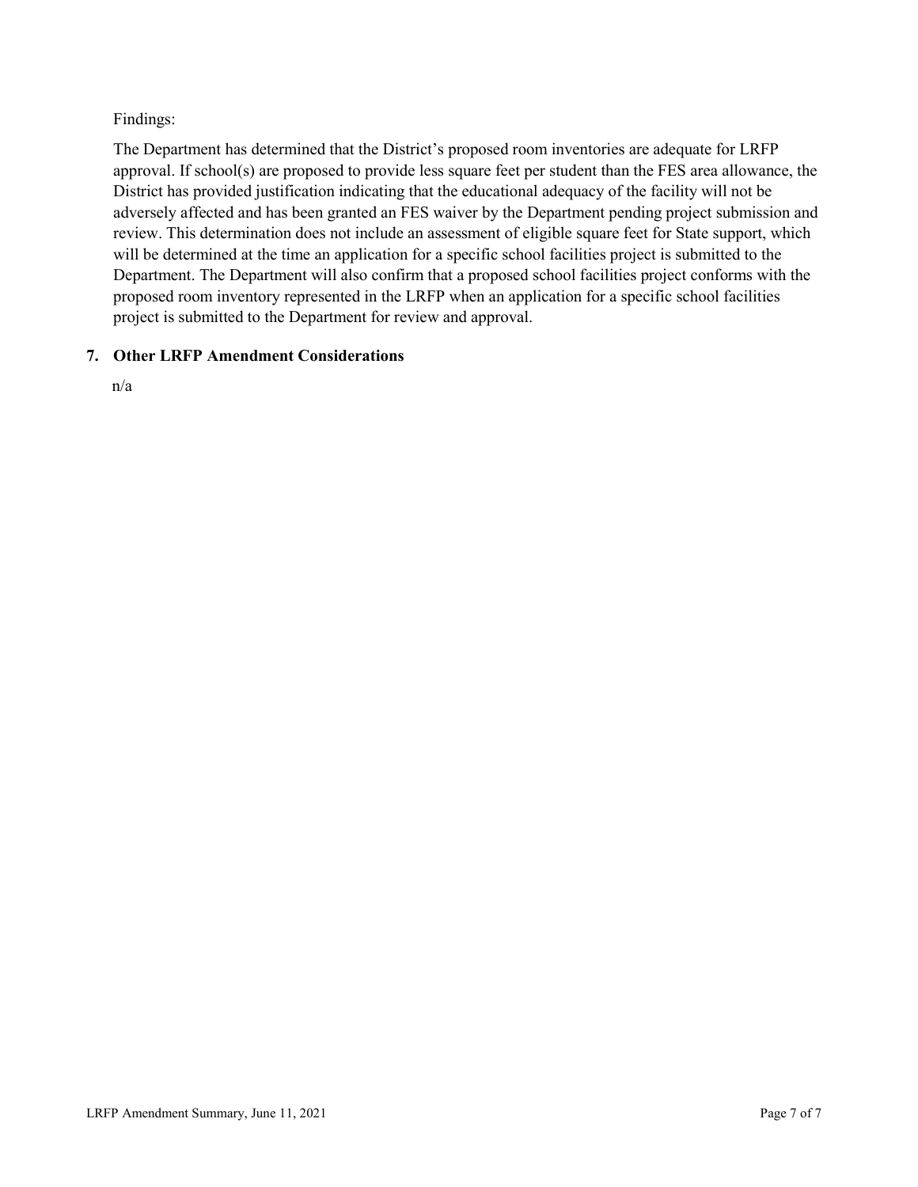Findings:

The Department has determined that the District's proposed room inventories are adequate for LRFP approval. If school(s) are proposed to provide less square feet per student than the FES area allowance, the District has provided justification indicating that the educational adequacy of the facility will not be adversely affected and has been granted an FES waiver by the Department pending project submission and review. This determination does not include an assessment of eligible square feet for State support, which will be determined at the time an application for a specific school facilities project is submitted to the Department. The Department will also confirm that a proposed school facilities project conforms with the proposed room inventory represented in the LRFP when an application for a specific school facilities project is submitted to the Department for review and approval.

## 7. Other LRFP Amendment Considerations

n/a